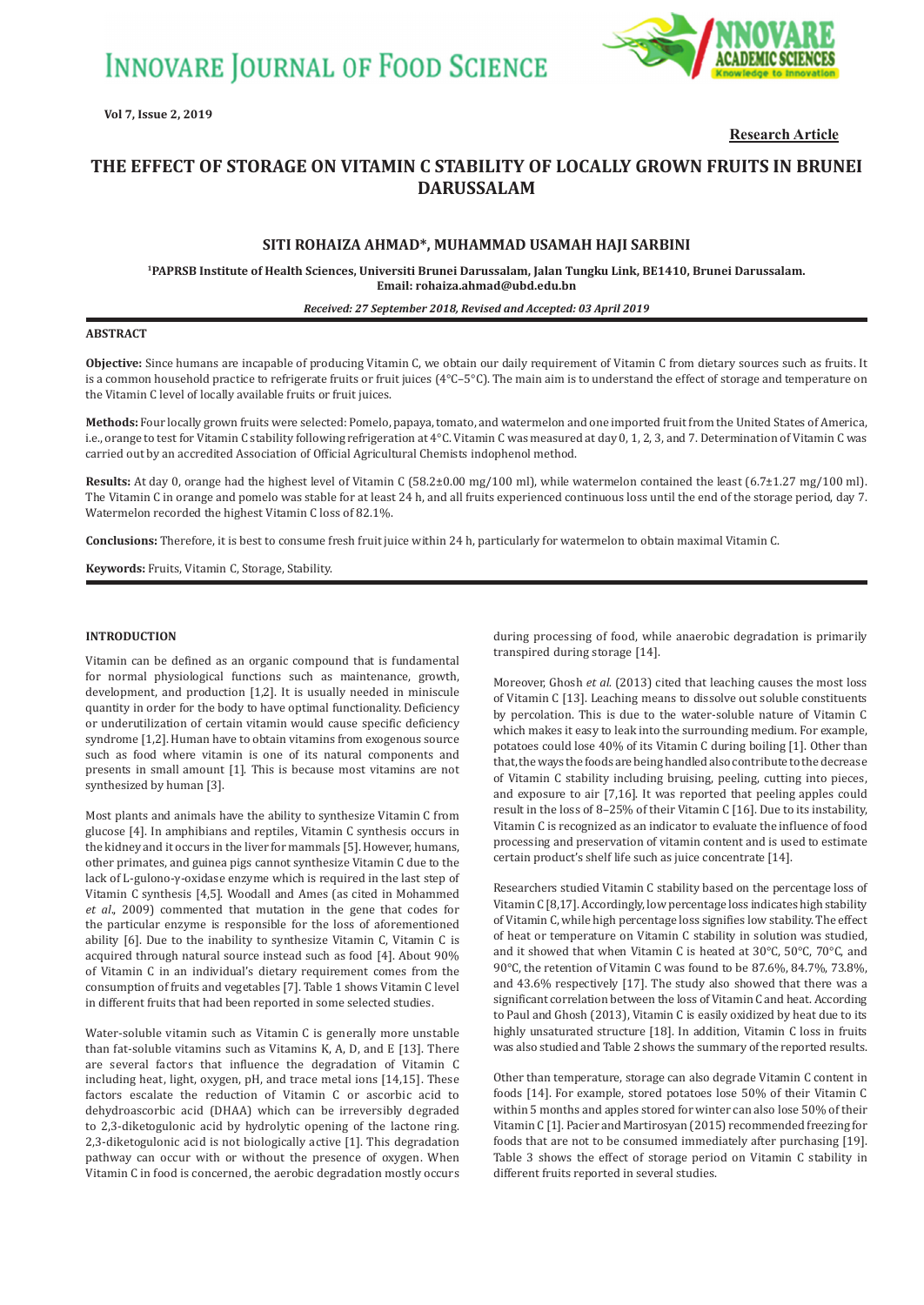**Research Article**

# THE EFFECT OF STORAGE ON VITAMIN C STABILITY OF LOCALLY GROWN FRUITS IN BRUNEI DARUSSALAM

**SITI ROHAIZA AHMAD*, MUHAMMAD USAMAH HAJI SARBINI**

[1]PAPRSB Institute of Health Sciences, Universiti Brunei Darussalam, Jalan Tungku Link, BE1410, Brunei Darussalam. Email: rohaiza.ahmad@ubd.edu.bn

*Received: 27 September 2018, Revised and Accepted: 03 April 2019*

## ABSTRACT

**Objective:** Since humans are incapable of producing Vitamin C, we obtain our daily requirement of Vitamin C from dietary sources such as fruits. It is a common household practice to refrigerate fruits or fruit juices (4°C–5°C). The main aim is to understand the effect of storage and temperature on the Vitamin C level of locally available fruits or fruit juices.

**Methods:** Four locally grown fruits were selected: Pomelo, papaya, tomato, and watermelon and one imported fruit from the United States of America, i.e., orange to test for Vitamin C stability following refrigeration at 4°C. Vitamin C was measured at day 0, 1, 2, 3, and 7. Determination of Vitamin C was carried out by an accredited Association of Official Agricultural Chemists indophenol method.

**Results:** At day 0, orange had the highest level of Vitamin C (58.2±0.00 mg/100 ml), while watermelon contained the least (6.7±1.27 mg/100 ml). The Vitamin C in orange and pomelo was stable for at least 24 h, and all fruits experienced continuous loss until the end of the storage period, day 7. Watermelon recorded the highest Vitamin C loss of 82.1%.

**Conclusions:** Therefore, it is best to consume fresh fruit juice within 24 h, particularly for watermelon to obtain maximal Vitamin C.

**Keywords:** Fruits, Vitamin C, Storage, Stability.

## INTRODUCTION

Vitamin can be defined as an organic compound that is fundamental for normal physiological functions such as maintenance, growth, development, and production [1,2]. It is usually needed in miniscule quantity in order for the body to have optimal functionality. Deficiency or underutilization of certain vitamin would cause specific deficiency syndrome [1,2]. Human have to obtain vitamins from exogenous source such as food where vitamin is one of its natural components and presents in small amount [1]. This is because most vitamins are not synthesized by human [3].

Most plants and animals have the ability to synthesize Vitamin C from glucose [4]. In amphibians and reptiles, Vitamin C synthesis occurs in the kidney and it occurs in the liver for mammals [5]. However, humans, other primates, and guinea pigs cannot synthesize Vitamin C due to the lack of L-gulono-γ-oxidase enzyme which is required in the last step of Vitamin C synthesis [4,5]. Woodall and Ames (as cited in Mohammed *et al*., 2009) commented that mutation in the gene that codes for the particular enzyme is responsible for the loss of aforementioned ability [6]. Due to the inability to synthesize Vitamin C, Vitamin C is acquired through natural source instead such as food [4]. About 90% of Vitamin C in an individual's dietary requirement comes from the consumption of fruits and vegetables [7]. Table 1 shows Vitamin C level in different fruits that had been reported in some selected studies.

Water-soluble vitamin such as Vitamin C is generally more unstable than fat-soluble vitamins such as Vitamins K, A, D, and E [13]. There are several factors that influence the degradation of Vitamin C including heat, light, oxygen, pH, and trace metal ions [14,15]. These factors escalate the reduction of Vitamin C or ascorbic acid to dehydroascorbic acid (DHAA) which can be irreversibly degraded to 2,3-diketogulonic acid by hydrolytic opening of the lactone ring. 2,3-diketogulonic acid is not biologically active [1]. This degradation pathway can occur with or without the presence of oxygen. When Vitamin C in food is concerned, the aerobic degradation mostly occurs during processing of food, while anaerobic degradation is primarily transpired during storage [14].

Moreover, Ghosh *et al.* (2013) cited that leaching causes the most loss of Vitamin C [13]. Leaching means to dissolve out soluble constituents by percolation. This is due to the water-soluble nature of Vitamin C which makes it easy to leak into the surrounding medium. For example, potatoes could lose 40% of its Vitamin C during boiling [1]. Other than that, the ways the foods are being handled also contribute to the decrease of Vitamin C stability including bruising, peeling, cutting into pieces, and exposure to air [7,16]. It was reported that peeling apples could result in the loss of 8–25% of their Vitamin C [16]. Due to its instability, Vitamin C is recognized as an indicator to evaluate the influence of food processing and preservation of vitamin content and is used to estimate certain product's shelf life such as juice concentrate [14].

Researchers studied Vitamin C stability based on the percentage loss of Vitamin C [8,17]. Accordingly, low percentage loss indicates high stability of Vitamin C, while high percentage loss signifies low stability. The effect of heat or temperature on Vitamin C stability in solution was studied, and it showed that when Vitamin C is heated at 30°C, 50°C, 70°C, and 90°C, the retention of Vitamin C was found to be 87.6%, 84.7%, 73.8%, and 43.6% respectively [17]. The study also showed that there was a significant correlation between the loss of Vitamin C and heat. According to Paul and Ghosh (2013), Vitamin C is easily oxidized by heat due to its highly unsaturated structure [18]. In addition, Vitamin C loss in fruits was also studied and Table 2 shows the summary of the reported results.

Other than temperature, storage can also degrade Vitamin C content in foods [14]. For example, stored potatoes lose 50% of their Vitamin C within 5 months and apples stored for winter can also lose 50% of their Vitamin C [1]. Pacier and Martirosyan (2015) recommended freezing for foods that are not to be consumed immediately after purchasing [19]. Table 3 shows the effect of storage period on Vitamin C stability in different fruits reported in several studies.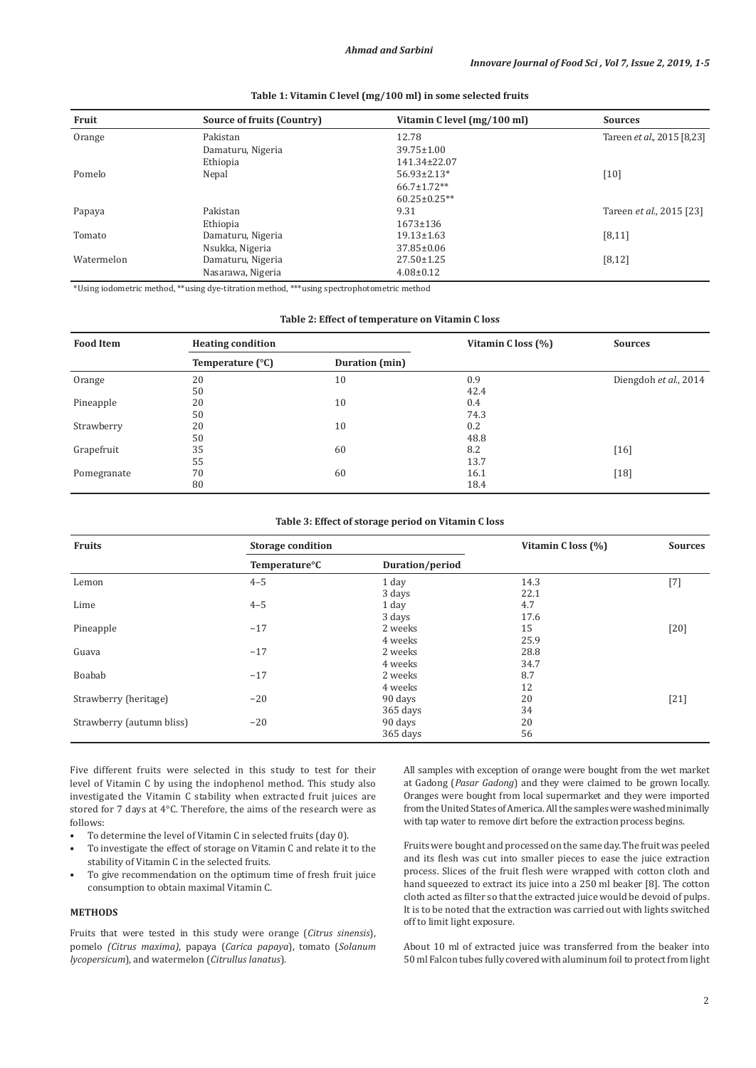**Table 1: Vitamin C level (mg/100 ml) in some selected fruits**

| Fruit | Source of fruits (Country) | Vitamin C level (mg/100 ml) | Sources |
|---|---|---|---|
| Orange | Pakistan | 12.78 | Tareen *et al.*, 2015 [8,23] |
| | Damaturu, Nigeria | 39.75±1.00 | |
| | Ethiopia | 141.34±22.07 | |
| Pomelo | Nepal | 56.93±2.13* | [10] |
| | | 66.7±1.72** | |
| | | 60.25±0.25** | |
| Papaya | Pakistan | 9.31 | Tareen *et al.*, 2015 [23] |
| | Ethiopia | 1673±136 | |
| Tomato | Damaturu, Nigeria | 19.13±1.63 | [8,11] |
| | Nsukka, Nigeria | 37.85±0.06 | |
| Watermelon | Damaturu, Nigeria | 27.50±1.25 | [8,12] |
| | Nasarawa, Nigeria | 4.08±0.12 | |

*Using iodometric method, **using dye-titration method, ***using spectrophotometric method

**Table 2: Effect of temperature on Vitamin C loss**

| Food Item | Heating condition | | Vitamin C loss (%) | Sources |
|---|---|---|---|---|
| | Temperature (°C) | Duration (min) | | |
| Orange | 20 | 10 | 0.9 | Diengdoh *et al.*, 2014 |
| | 50 | | 42.4 | |
| Pineapple | 20 | 10 | 0.4 | |
| | 50 | | 74.3 | |
| Strawberry | 20 | 10 | 0.2 | |
| | 50 | | 48.8 | |
| Grapefruit | 35 | 60 | 8.2 | [16] |
| | 55 | | 13.7 | |
| Pomegranate | 70 | 60 | 16.1 | [18] |
| | 80 | | 18.4 | |

**Table 3: Effect of storage period on Vitamin C loss**

| Fruits | Storage condition | | Vitamin C loss (%) | Sources |
|---|---|---|---|---|
| | Temperature°C | Duration/period | | |
| Lemon | 4–5 | 1 day | 14.3 | [7] |
| | | 3 days | 22.1 | |
| Lime | 4–5 | 1 day | 4.7 | |
| | | 3 days | 17.6 | |
| Pineapple | −17 | 2 weeks | 15 | [20] |
| | | 4 weeks | 25.9 | |
| Guava | −17 | 2 weeks | 28.8 | |
| | | 4 weeks | 34.7 | |
| Boabab | −17 | 2 weeks | 8.7 | |
| | | 4 weeks | 12 | |
| Strawberry (heritage) | −20 | 90 days | 20 | [21] |
| | | 365 days | 34 | |
| Strawberry (autumn bliss) | −20 | 90 days | 20 | |
| | | 365 days | 56 | |

Five different fruits were selected in this study to test for their level of Vitamin C by using the indophenol method. This study also investigated the Vitamin C stability when extracted fruit juices are stored for 7 days at 4°C. Therefore, the aims of the research were as follows:

- To determine the level of Vitamin C in selected fruits (day 0).
- To investigate the effect of storage on Vitamin C and relate it to the stability of Vitamin C in the selected fruits.
- To give recommendation on the optimum time of fresh fruit juice consumption to obtain maximal Vitamin C.

## METHODS

Fruits that were tested in this study were orange (*Citrus sinensis*), pomelo *(Citrus maxima)*, papaya (*Carica papaya*), tomato (*Solanum lycopersicum*), and watermelon (*Citrullus lanatus*).

All samples with exception of orange were bought from the wet market at Gadong (*Pasar Gadong*) and they were claimed to be grown locally. Oranges were bought from local supermarket and they were imported from the United States of America. All the samples were washed minimally with tap water to remove dirt before the extraction process begins.

Fruits were bought and processed on the same day. The fruit was peeled and its flesh was cut into smaller pieces to ease the juice extraction process. Slices of the fruit flesh were wrapped with cotton cloth and hand squeezed to extract its juice into a 250 ml beaker [8]. The cotton cloth acted as filter so that the extracted juice would be devoid of pulps. It is to be noted that the extraction was carried out with lights switched off to limit light exposure.

About 10 ml of extracted juice was transferred from the beaker into 50 ml Falcon tubes fully covered with aluminum foil to protect from light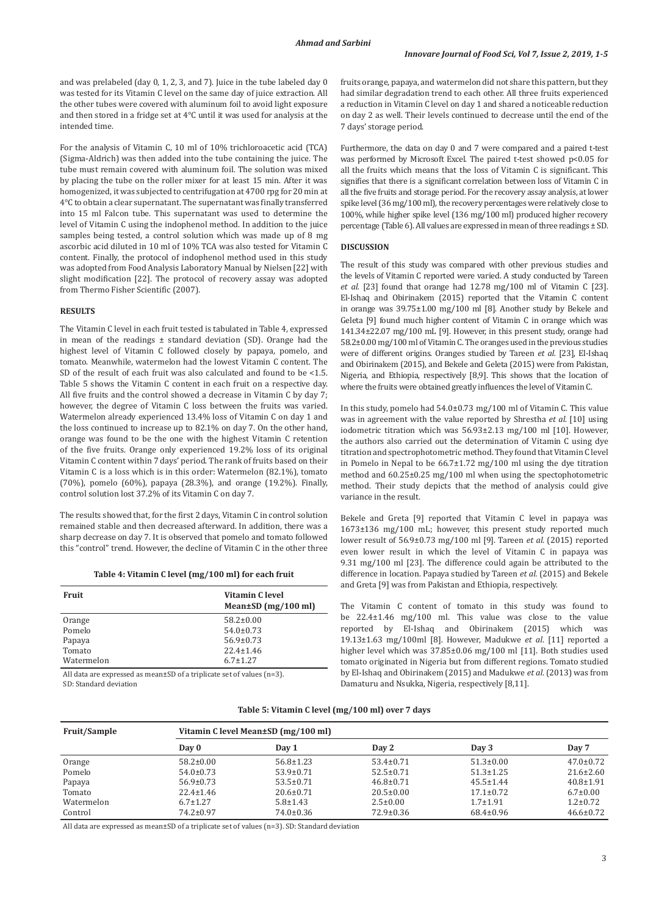and was prelabeled (day 0, 1, 2, 3, and 7). Juice in the tube labeled day 0 was tested for its Vitamin C level on the same day of juice extraction. All the other tubes were covered with aluminum foil to avoid light exposure and then stored in a fridge set at 4°C until it was used for analysis at the intended time.

For the analysis of Vitamin C, 10 ml of 10% trichloroacetic acid (TCA) (Sigma-Aldrich) was then added into the tube containing the juice. The tube must remain covered with aluminum foil. The solution was mixed by placing the tube on the roller mixer for at least 15 min. After it was homogenized, it was subjected to centrifugation at 4700 rpg for 20 min at 4°C to obtain a clear supernatant. The supernatant was finally transferred into 15 ml Falcon tube. This supernatant was used to determine the level of Vitamin C using the indophenol method. In addition to the juice samples being tested, a control solution which was made up of 8 mg ascorbic acid diluted in 10 ml of 10% TCA was also tested for Vitamin C content. Finally, the protocol of indophenol method used in this study was adopted from Food Analysis Laboratory Manual by Nielsen [22] with slight modification [22]. The protocol of recovery assay was adopted from Thermo Fisher Scientific (2007).

## RESULTS

The Vitamin C level in each fruit tested is tabulated in Table 4, expressed in mean of the readings ± standard deviation (SD). Orange had the highest level of Vitamin C followed closely by papaya, pomelo, and tomato. Meanwhile, watermelon had the lowest Vitamin C content. The SD of the result of each fruit was also calculated and found to be <1.5. Table 5 shows the Vitamin C content in each fruit on a respective day. All five fruits and the control showed a decrease in Vitamin C by day 7; however, the degree of Vitamin C loss between the fruits was varied. Watermelon already experienced 13.4% loss of Vitamin C on day 1 and the loss continued to increase up to 82.1% on day 7. On the other hand, orange was found to be the one with the highest Vitamin C retention of the five fruits. Orange only experienced 19.2% loss of its original Vitamin C content within 7 days' period. The rank of fruits based on their Vitamin C is a loss which is in this order: Watermelon (82.1%), tomato (70%), pomelo (60%), papaya (28.3%), and orange (19.2%). Finally, control solution lost 37.2% of its Vitamin C on day 7.

The results showed that, for the first 2 days, Vitamin C in control solution remained stable and then decreased afterward. In addition, there was a sharp decrease on day 7. It is observed that pomelo and tomato followed this "control" trend. However, the decline of Vitamin C in the other three fruits orange, papaya, and watermelon did not share this pattern, but they had similar degradation trend to each other. All three fruits experienced a reduction in Vitamin C level on day 1 and shared a noticeable reduction on day 2 as well. Their levels continued to decrease until the end of the 7 days' storage period.

**Table 4: Vitamin C level (mg/100 ml) for each fruit**

| Fruit | Vitamin C level Mean±SD (mg/100 ml) |
|---|---|
| Orange | 58.2±0.00 |
| Pomelo | 54.0±0.73 |
| Papaya | 56.9±0.73 |
| Tomato | 22.4±1.46 |
| Watermelon | 6.7±1.27 |

All data are expressed as mean±SD of a triplicate set of values (n=3). SD: Standard deviation

Furthermore, the data on day 0 and 7 were compared and a paired t-test was performed by Microsoft Excel. The paired t-test showed $p<0.05$ for all the fruits which means that the loss of Vitamin C is significant. This signifies that there is a significant correlation between loss of Vitamin C in all the five fruits and storage period. For the recovery assay analysis, at lower spike level (36 mg/100 ml), the recovery percentages were relatively close to 100%, while higher spike level (136 mg/100 ml) produced higher recovery percentage (Table 6). All values are expressed in mean of three readings ± SD.

## DISCUSSION

The result of this study was compared with other previous studies and the levels of Vitamin C reported were varied. A study conducted by Tareen *et al.* [23] found that orange had 12.78 mg/100 ml of Vitamin C [23]. El-Ishaq and Obirinakem (2015) reported that the Vitamin C content in orange was 39.75±1.00 mg/100 ml [8]. Another study by Bekele and Geleta [9] found much higher content of Vitamin C in orange which was 141.34±22.07 mg/100 mL [9]. However, in this present study, orange had 58.2±0.00 mg/100 ml of Vitamin C. The oranges used in the previous studies were of different origins. Oranges studied by Tareen *et al.* [23], El-Ishaq and Obirinakem (2015), and Bekele and Geleta (2015) were from Pakistan, Nigeria, and Ethiopia, respectively [8,9]. This shows that the location of where the fruits were obtained greatly influences the level of Vitamin C.

In this study, pomelo had 54.0±0.73 mg/100 ml of Vitamin C. This value was in agreement with the value reported by Shrestha *et al.* [10] using iodometric titration which was 56.93±2.13 mg/100 ml [10]. However, the authors also carried out the determination of Vitamin C using dye titration and spectrophotometric method. They found that Vitamin C level in Pomelo in Nepal to be 66.7±1.72 mg/100 ml using the dye titration method and 60.25±0.25 mg/100 ml when using the spectophotometric method. Their study depicts that the method of analysis could give variance in the result.

Bekele and Greta [9] reported that Vitamin C level in papaya was 1673±136 mg/100 mL; however, this present study reported much lower result of 56.9±0.73 mg/100 ml [9]. Tareen *et al.* (2015) reported even lower result in which the level of Vitamin C in papaya was 9.31 mg/100 ml [23]. The difference could again be attributed to the difference in location. Papaya studied by Tareen *et al.* (2015) and Bekele and Greta [9] was from Pakistan and Ethiopia, respectively.

The Vitamin C content of tomato in this study was found to be 22.4±1.46 mg/100 ml. This value was close to the value reported by El-Ishaq and Obirinakem (2015) which was 19.13±1.63 mg/100ml [8]. However, Madukwe *et al.* [11] reported a higher level which was 37.85±0.06 mg/100 ml [11]. Both studies used tomato originated in Nigeria but from different regions. Tomato studied by El-Ishaq and Obirinakem (2015) and Madukwe *et al.* (2013) was from Damaturu and Nsukka, Nigeria, respectively [8,11].

**Table 5: Vitamin C level (mg/100 ml) over 7 days**

| Fruit/Sample | Vitamin C level Mean±SD (mg/100 ml) | | | | |
|---|---|---|---|---|---|
| | Day 0 | Day 1 | Day 2 | Day 3 | Day 7 |
| Orange | 58.2±0.00 | 56.8±1.23 | 53.4±0.71 | 51.3±0.00 | 47.0±0.72 |
| Pomelo | 54.0±0.73 | 53.9±0.71 | 52.5±0.71 | 51.3±1.25 | 21.6±2.60 |
| Papaya | 56.9±0.73 | 53.5±0.71 | 46.8±0.71 | 45.5±1.44 | 40.8±1.91 |
| Tomato | 22.4±1.46 | 20.6±0.71 | 20.5±0.00 | 17.1±0.72 | 6.7±0.00 |
| Watermelon | 6.7±1.27 | 5.8±1.43 | 2.5±0.00 | 1.7±1.91 | 1.2±0.72 |
| Control | 74.2±0.97 | 74.0±0.36 | 72.9±0.36 | 68.4±0.96 | 46.6±0.72 |

All data are expressed as mean±SD of a triplicate set of values (n=3). SD: Standard deviation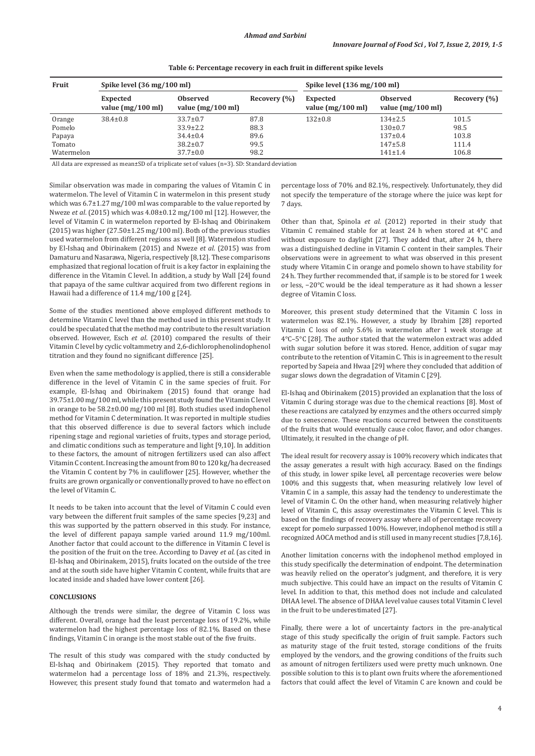**Table 6: Percentage recovery in each fruit in different spike levels**

| Fruit | Spike level (36 mg/100 ml) | | | Spike level (136 mg/100 ml) | | |
|---|---|---|---|---|---|---|
| | Expected value (mg/100 ml) | Observed value (mg/100 ml) | Recovery (%) | Expected value (mg/100 ml) | Observed value (mg/100 ml) | Recovery (%) |
| Orange | 38.4±0.8 | 33.7±0.7 | 87.8 | 132±0.8 | 134±2.5 | 101.5 |
| Pomelo | | 33.9±2.2 | 88.3 | | 130±0.7 | 98.5 |
| Papaya | | 34.4±0.4 | 89.6 | | 137±0.4 | 103.8 |
| Tomato | | 38.2±0.7 | 99.5 | | 147±5.8 | 111.4 |
| Watermelon | | 37.7±0.0 | 98.2 | | 141±1.4 | 106.8 |

All data are expressed as mean±SD of a triplicate set of values (n=3). SD: Standard deviation

Similar observation was made in comparing the values of Vitamin C in watermelon. The level of Vitamin C in watermelon in this present study which was 6.7±1.27 mg/100 ml was comparable to the value reported by Nweze *et al*. (2015) which was 4.08±0.12 mg/100 ml [12]. However, the level of Vitamin C in watermelon reported by El-Ishaq and Obirinakem (2015) was higher (27.50±1.25 mg/100 ml). Both of the previous studies used watermelon from different regions as well [8]. Watermelon studied by El-Ishaq and Obirinakem (2015) and Nweze *et al*. (2015) was from Damaturu and Nasarawa, Nigeria, respectively [8,12]. These comparisons emphasized that regional location of fruit is a key factor in explaining the difference in the Vitamin C level. In addition, a study by Wall [24] found that papaya of the same cultivar acquired from two different regions in Hawaii had a difference of 11.4 mg/100 g [24].

Some of the studies mentioned above employed different methods to determine Vitamin C level than the method used in this present study. It could be speculated that the method may contribute to the result variation observed. However, Esch *et al*. (2010) compared the results of their Vitamin C level by cyclic voltammetry and 2,6-dichlorophenolindophenol titration and they found no significant difference [25].

Even when the same methodology is applied, there is still a considerable difference in the level of Vitamin C in the same species of fruit. For example, El-Ishaq and Obirinakem (2015) found that orange had 39.75±1.00 mg/100 ml, while this present study found the Vitamin C level in orange to be 58.2±0.00 mg/100 ml [8]. Both studies used indophenol method for Vitamin C determination. It was reported in multiple studies that this observed difference is due to several factors which include ripening stage and regional varieties of fruits, types and storage period, and climatic conditions such as temperature and light [9,10]. In addition to these factors, the amount of nitrogen fertilizers used can also affect Vitamin C content. Increasing the amount from 80 to 120 kg/ha decreased the Vitamin C content by 7% in cauliflower [25]. However, whether the fruits are grown organically or conventionally proved to have no effect on the level of Vitamin C.

It needs to be taken into account that the level of Vitamin C could even vary between the different fruit samples of the same species [9,23] and this was supported by the pattern observed in this study. For instance, the level of different papaya sample varied around 11.9 mg/100ml. Another factor that could account to the difference in Vitamin C level is the position of the fruit on the tree. According to Davey *et al*. (as cited in El-Ishaq and Obirinakem, 2015), fruits located on the outside of the tree and at the south side have higher Vitamin C content, while fruits that are located inside and shaded have lower content [26].

## CONCLUSIONS

Although the trends were similar, the degree of Vitamin C loss was different. Overall, orange had the least percentage loss of 19.2%, while watermelon had the highest percentage loss of 82.1%. Based on these findings, Vitamin C in orange is the most stable out of the five fruits.

The result of this study was compared with the study conducted by El-Ishaq and Obirinakem (2015). They reported that tomato and watermelon had a percentage loss of 18% and 21.3%, respectively. However, this present study found that tomato and watermelon had a percentage loss of 70% and 82.1%, respectively. Unfortunately, they did not specify the temperature of the storage where the juice was kept for 7 days.

Other than that, Spinola *et al.* (2012) reported in their study that Vitamin C remained stable for at least 24 h when stored at 4°C and without exposure to daylight [27]. They added that, after 24 h, there was a distinguished decline in Vitamin C content in their samples. Their observations were in agreement to what was observed in this present study where Vitamin C in orange and pomelo shown to have stability for 24 h. They further recommended that, if sample is to be stored for 1 week or less, −20°C would be the ideal temperature as it had shown a lesser degree of Vitamin C loss.

Moreover, this present study determined that the Vitamin C loss in watermelon was 82.1%. However, a study by Ibrahim [28] reported Vitamin C loss of only 5.6% in watermelon after 1 week storage at 4°C–5°C [28]. The author stated that the watermelon extract was added with sugar solution before it was stored. Hence, addition of sugar may contribute to the retention of Vitamin C. This is in agreement to the result reported by Sapeia and Hwaa [29] where they concluded that addition of sugar slows down the degradation of Vitamin C [29].

El-Ishaq and Obirinakem (2015) provided an explanation that the loss of Vitamin C during storage was due to the chemical reactions [8]. Most of these reactions are catalyzed by enzymes and the others occurred simply due to senescence. These reactions occurred between the constituents of the fruits that would eventually cause color, flavor, and odor changes. Ultimately, it resulted in the change of pH.

The ideal result for recovery assay is 100% recovery which indicates that the assay generates a result with high accuracy. Based on the findings of this study, in lower spike level, all percentage recoveries were below 100% and this suggests that, when measuring relatively low level of Vitamin C in a sample, this assay had the tendency to underestimate the level of Vitamin C. On the other hand, when measuring relatively higher level of Vitamin C, this assay overestimates the Vitamin C level. This is based on the findings of recovery assay where all of percentage recovery except for pomelo surpassed 100%. However, indophenol method is still a recognized AOCA method and is still used in many recent studies [7,8,16].

Another limitation concerns with the indophenol method employed in this study specifically the determination of endpoint. The determination was heavily relied on the operator's judgment, and therefore, it is very much subjective. This could have an impact on the results of Vitamin C level. In addition to that, this method does not include and calculated DHAA level. The absence of DHAA level value causes total Vitamin C level in the fruit to be underestimated [27].

Finally, there were a lot of uncertainty factors in the pre-analytical stage of this study specifically the origin of fruit sample. Factors such as maturity stage of the fruit tested, storage conditions of the fruits employed by the vendors, and the growing conditions of the fruits such as amount of nitrogen fertilizers used were pretty much unknown. One possible solution to this is to plant own fruits where the aforementioned factors that could affect the level of Vitamin C are known and could be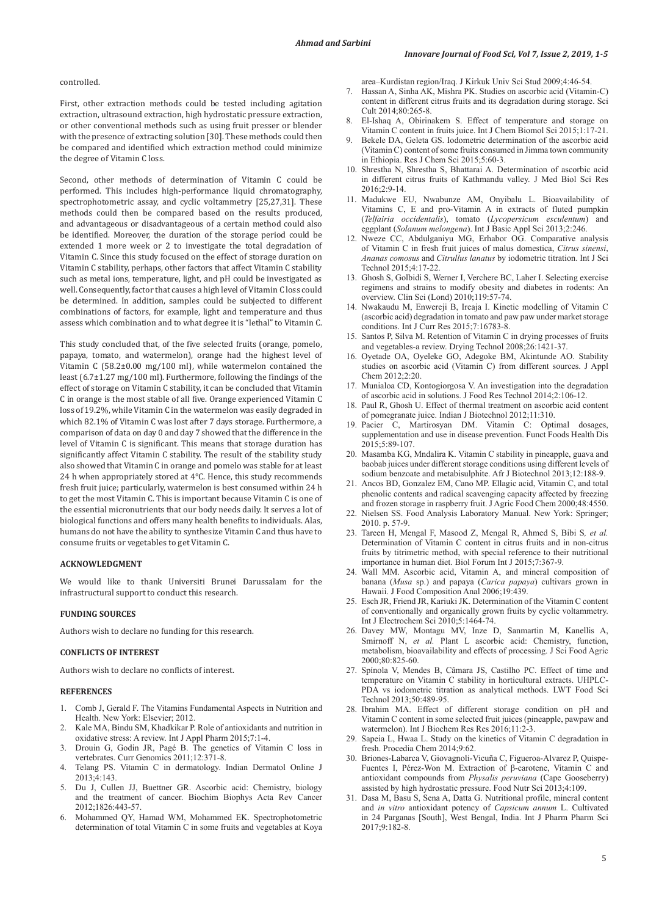controlled.

First, other extraction methods could be tested including agitation extraction, ultrasound extraction, high hydrostatic pressure extraction, or other conventional methods such as using fruit presser or blender with the presence of extracting solution [30]. These methods could then be compared and identified which extraction method could minimize the degree of Vitamin C loss.

Second, other methods of determination of Vitamin C could be performed. This includes high-performance liquid chromatography, spectrophotometric assay, and cyclic voltammetry [25,27,31]. These methods could then be compared based on the results produced, and advantageous or disadvantageous of a certain method could also be identified. Moreover, the duration of the storage period could be extended 1 more week or 2 to investigate the total degradation of Vitamin C. Since this study focused on the effect of storage duration on Vitamin C stability, perhaps, other factors that affect Vitamin C stability such as metal ions, temperature, light, and pH could be investigated as well. Consequently, factor that causes a high level of Vitamin C loss could be determined. In addition, samples could be subjected to different combinations of factors, for example, light and temperature and thus assess which combination and to what degree it is "lethal" to Vitamin C.

This study concluded that, of the five selected fruits (orange, pomelo, papaya, tomato, and watermelon), orange had the highest level of Vitamin C (58.2±0.00 mg/100 ml), while watermelon contained the least (6.7±1.27 mg/100 ml). Furthermore, following the findings of the effect of storage on Vitamin C stability, it can be concluded that Vitamin C in orange is the most stable of all five. Orange experienced Vitamin C loss of 19.2%, while Vitamin C in the watermelon was easily degraded in which 82.1% of Vitamin C was lost after 7 days storage. Furthermore, a comparison of data on day 0 and day 7 showed that the difference in the level of Vitamin C is significant. This means that storage duration has significantly affect Vitamin C stability. The result of the stability study also showed that Vitamin C in orange and pomelo was stable for at least 24 h when appropriately stored at 4°C. Hence, this study recommends fresh fruit juice; particularly, watermelon is best consumed within 24 h to get the most Vitamin C. This is important because Vitamin C is one of the essential micronutrients that our body needs daily. It serves a lot of biological functions and offers many health benefits to individuals. Alas, humans do not have the ability to synthesize Vitamin C and thus have to consume fruits or vegetables to get Vitamin C.

## ACKNOWLEDGMENT

We would like to thank Universiti Brunei Darussalam for the infrastructural support to conduct this research.

## FUNDING SOURCES

Authors wish to declare no funding for this research.

## CONFLICTS OF INTEREST

Authors wish to declare no conflicts of interest.

## REFERENCES

1. Comb J, Gerald F. The Vitamins Fundamental Aspects in Nutrition and Health. New York: Elsevier; 2012.
2. Kale MA, Bindu SM, Khadkikar P. Role of antioxidants and nutrition in oxidative stress: A review. Int J Appl Pharm 2015;7:1-4.
3. Drouin G, Godin JR, Pagé B. The genetics of Vitamin C loss in vertebrates. Curr Genomics 2011;12:371-8.
4. Telang PS. Vitamin C in dermatology. Indian Dermatol Online J 2013;4:143.
5. Du J, Cullen JJ, Buettner GR. Ascorbic acid: Chemistry, biology and the treatment of cancer. Biochim Biophys Acta Rev Cancer 2012;1826:443-57.
6. Mohammed QY, Hamad WM, Mohammed EK. Spectrophotometric determination of total Vitamin C in some fruits and vegetables at Koya area–Kurdistan region/Iraq. J Kirkuk Univ Sci Stud 2009;4:46-54.
7. Hassan A, Sinha AK, Mishra PK. Studies on ascorbic acid (Vitamin-C) content in different citrus fruits and its degradation during storage. Sci Cult 2014;80:265-8.
8. El-Ishaq A, Obirinakem S. Effect of temperature and storage on Vitamin C content in fruits juice. Int J Chem Biomol Sci 2015;1:17-21.
9. Bekele DA, Geleta GS. Iodometric determination of the ascorbic acid (Vitamin C) content of some fruits consumed in Jimma town community in Ethiopia. Res J Chem Sci 2015;5:60-3.
10. Shrestha N, Shrestha S, Bhattarai A. Determination of ascorbic acid in different citrus fruits of Kathmandu valley. J Med Biol Sci Res 2016;2:9-14.
11. Madukwe EU, Nwabunze AM, Onyibalu L. Bioavailability of Vitamins C, E and pro-Vitamin A in extracts of fluted pumpkin (*Telfairia occidentalis*), tomato (*Lycopersicum esculentum*) and eggplant (*Solanum melongena*). Int J Basic Appl Sci 2013;2:246.
12. Nweze CC, Abdulganiyu MG, Erhabor OG. Comparative analysis of Vitamin C in fresh fruit juices of malus domestica, *Citrus sinensi*, *Ananas comosus* and *Citrullus lanatus* by iodometric titration. Int J Sci Technol 2015;4:17-22.
13. Ghosh S, Golbidi S, Werner I, Verchere BC, Laher I. Selecting exercise regimens and strains to modify obesity and diabetes in rodents: An overview. Clin Sci (Lond) 2010;119:57-74.
14. Nwakaudu M, Enwereji B, Ireaja I. Kinetic modelling of Vitamin C (ascorbic acid) degradation in tomato and paw paw under market storage conditions. Int J Curr Res 2015;7:16783-8.
15. Santos P, Silva M. Retention of Vitamin C in drying processes of fruits and vegetables-a review. Drying Technol 2008;26:1421-37.
16. Oyetade OA, Oyeleke GO, Adegoke BM, Akintunde AO. Stability studies on ascorbic acid (Vitamin C) from different sources. J Appl Chem 2012;2:20.
17. Munialoa CD, Kontogiorgosa V. An investigation into the degradation of ascorbic acid in solutions. J Food Res Technol 2014;2:106-12.
18. Paul R, Ghosh U. Effect of thermal treatment on ascorbic acid content of pomegranate juice. Indian J Biotechnol 2012;11:310.
19. Pacier C, Martirosyan DM. Vitamin C: Optimal dosages, supplementation and use in disease prevention. Funct Foods Health Dis 2015;5:89-107.
20. Masamba KG, Mndalira K. Vitamin C stability in pineapple, guava and baobab juices under different storage conditions using different levels of sodium benzoate and metabisulphite. Afr J Biotechnol 2013;12:188-9.
21. Ancos BD, Gonzalez EM, Cano MP. Ellagic acid, Vitamin C, and total phenolic contents and radical scavenging capacity affected by freezing and frozen storage in raspberry fruit. J Agric Food Chem 2000;48:4550.
22. Nielsen SS. Food Analysis Laboratory Manual. New York: Springer; 2010. p. 57-9.
23. Tareen H, Mengal F, Masood Z, Mengal R, Ahmed S, Bibi S, *et al.* Determination of Vitamin C content in citrus fruits and in non-citrus fruits by titrimetric method, with special reference to their nutritional importance in human diet. Biol Forum Int J 2015;7:367-9.
24. Wall MM. Ascorbic acid, Vitamin A, and mineral composition of banana (*Musa* sp.) and papaya (*Carica papaya*) cultivars grown in Hawaii. J Food Composition Anal 2006;19:439.
25. Esch JR, Friend JR, Kariuki JK. Determination of the Vitamin C content of conventionally and organically grown fruits by cyclic voltammetry. Int J Electrochem Sci 2010;5:1464-74.
26. Davey MW, Montagu MV, Inze D, Sanmartin M, Kanellis A, Smirnoff N, *et al.* Plant L ascorbic acid: Chemistry, function, metabolism, bioavailability and effects of processing. J Sci Food Agric 2000;80:825-60.
27. Spínola V, Mendes B, Câmara JS, Castilho PC. Effect of time and temperature on Vitamin C stability in horticultural extracts. UHPLC-PDA vs iodometric titration as analytical methods. LWT Food Sci Technol 2013;50:489-95.
28. Ibrahim MA. Effect of different storage condition on pH and Vitamin C content in some selected fruit juices (pineapple, pawpaw and watermelon). Int J Biochem Res Res 2016;11:2-3.
29. Sapeia L, Hwaa L. Study on the kinetics of Vitamin C degradation in fresh. Procedia Chem 2014;9:62.
30. Briones-Labarca V, Giovagnoli-Vicuña C, Figueroa-Alvarez P, Quispe-Fuentes I, Pérez-Won M. Extraction of β-carotene, Vitamin C and antioxidant compounds from *Physalis peruviana* (Cape Gooseberry) assisted by high hydrostatic pressure. Food Nutr Sci 2013;4:109.
31. Dasa M, Basu S, Sena A, Datta G. Nutritional profile, mineral content and *in vitro* antioxidant potency of *Capsicum annum* L. Cultivated in 24 Parganas [South], West Bengal, India. Int J Pharm Pharm Sci 2017;9:182-8.